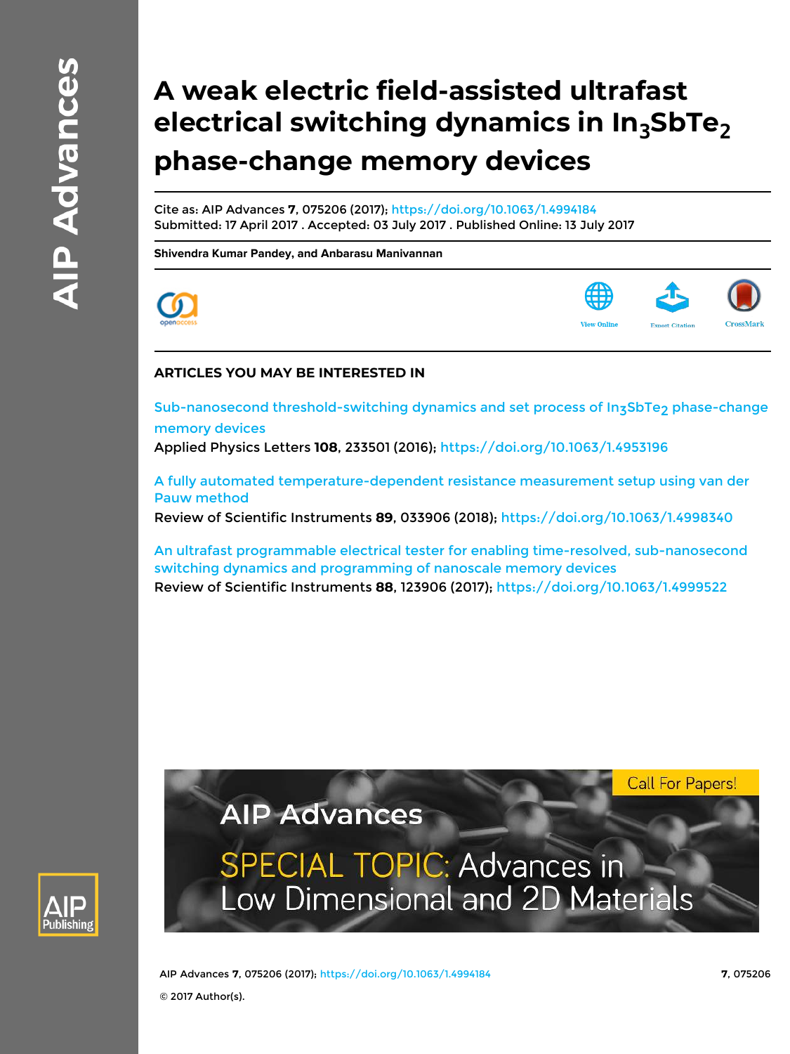# A weak electric field-assisted ultrafast electrical switching dynamics in $In_3SbTe_2$ phase-change memory devices

Cite as: AIP Advances **7**, 075206 (2017); https://doi.org/10.1063/1.4994184
Submitted: 17 April 2017 . Accepted: 03 July 2017 . Published Online: 13 July 2017

**Shivendra Kumar Pandey, and Anbarasu Manivannan**

## ARTICLES YOU MAY BE INTERESTED IN

Sub-nanosecond threshold-switching dynamics and set process of $In_3SbTe_2$ phase-change memory devices
Applied Physics Letters **108**, 233501 (2016); https://doi.org/10.1063/1.4953196

A fully automated temperature-dependent resistance measurement setup using van der Pauw method
Review of Scientific Instruments **89**, 033906 (2018); https://doi.org/10.1063/1.4998340

An ultrafast programmable electrical tester for enabling time-resolved, sub-nanosecond switching dynamics and programming of nanoscale memory devices
Review of Scientific Instruments **88**, 123906 (2017); https://doi.org/10.1063/1.4999522

© 2017 Author(s).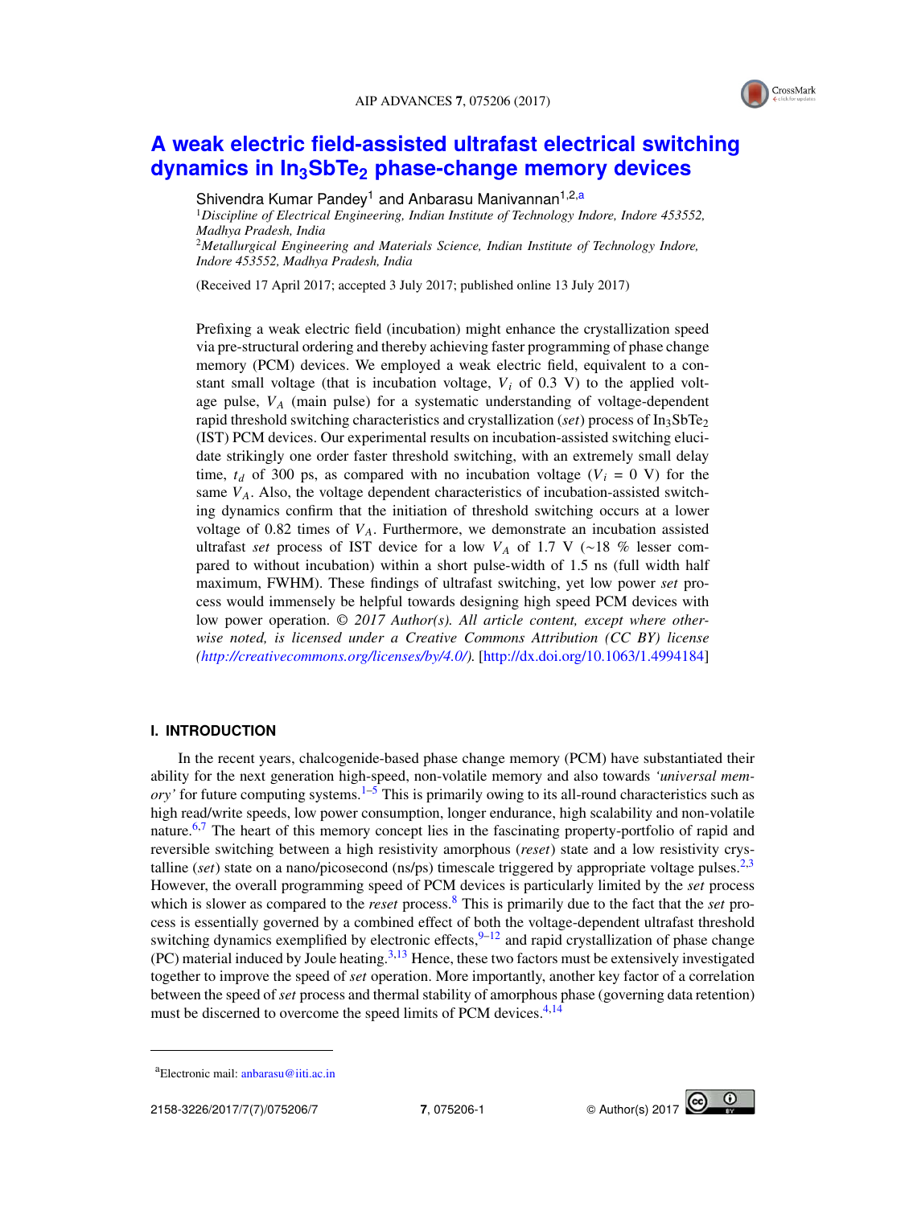# A weak electric field-assisted ultrafast electrical switching dynamics in $In_3SbTe_2$ phase-change memory devices

Shivendra Kumar Pandey[1] and Anbarasu Manivannan[1,2,a]

[1]*Discipline of Electrical Engineering, Indian Institute of Technology Indore, Indore 453552, Madhya Pradesh, India*

[2]*Metallurgical Engineering and Materials Science, Indian Institute of Technology Indore, Indore 453552, Madhya Pradesh, India*

(Received 17 April 2017; accepted 3 July 2017; published online 13 July 2017)

Prefixing a weak electric field (incubation) might enhance the crystallization speed via pre-structural ordering and thereby achieving faster programming of phase change memory (PCM) devices. We employed a weak electric field, equivalent to a constant small voltage (that is incubation voltage, $V_i$ of 0.3 V) to the applied voltage pulse, $V_A$ (main pulse) for a systematic understanding of voltage-dependent rapid threshold switching characteristics and crystallization (*set*) process of $In_3SbTe_2$ (IST) PCM devices. Our experimental results on incubation-assisted switching elucidate strikingly one order faster threshold switching, with an extremely small delay time, $t_d$ of 300 ps, as compared with no incubation voltage ($V_i$ = 0 V) for the same $V_A$. Also, the voltage dependent characteristics of incubation-assisted switching dynamics confirm that the initiation of threshold switching occurs at a lower voltage of 0.82 times of $V_A$. Furthermore, we demonstrate an incubation assisted ultrafast *set* process of IST device for a low $V_A$ of 1.7 V (~18 % lesser compared to without incubation) within a short pulse-width of 1.5 ns (full width half maximum, FWHM). These findings of ultrafast switching, yet low power *set* process would immensely be helpful towards designing high speed PCM devices with low power operation. *© 2017 Author(s). All article content, except where otherwise noted, is licensed under a Creative Commons Attribution (CC BY) license (http://creativecommons.org/licenses/by/4.0/).* [http://dx.doi.org/10.1063/1.4994184]

## I. INTRODUCTION

In the recent years, chalcogenide-based phase change memory (PCM) have substantiated their ability for the next generation high-speed, non-volatile memory and also towards *'universal memory'* for future computing systems.[1–5] This is primarily owing to its all-round characteristics such as high read/write speeds, low power consumption, longer endurance, high scalability and non-volatile nature.[6,7] The heart of this memory concept lies in the fascinating property-portfolio of rapid and reversible switching between a high resistivity amorphous (*reset*) state and a low resistivity crystalline (*set*) state on a nano/picosecond (ns/ps) timescale triggered by appropriate voltage pulses.[2,3] However, the overall programming speed of PCM devices is particularly limited by the *set* process which is slower as compared to the *reset* process.[8] This is primarily due to the fact that the *set* process is essentially governed by a combined effect of both the voltage-dependent ultrafast threshold switching dynamics exemplified by electronic effects,[9–12] and rapid crystallization of phase change (PC) material induced by Joule heating.[3,13] Hence, these two factors must be extensively investigated together to improve the speed of *set* operation. More importantly, another key factor of a correlation between the speed of *set* process and thermal stability of amorphous phase (governing data retention) must be discerned to overcome the speed limits of PCM devices.[4,14]

[a]Electronic mail: anbarasu@iiti.ac.in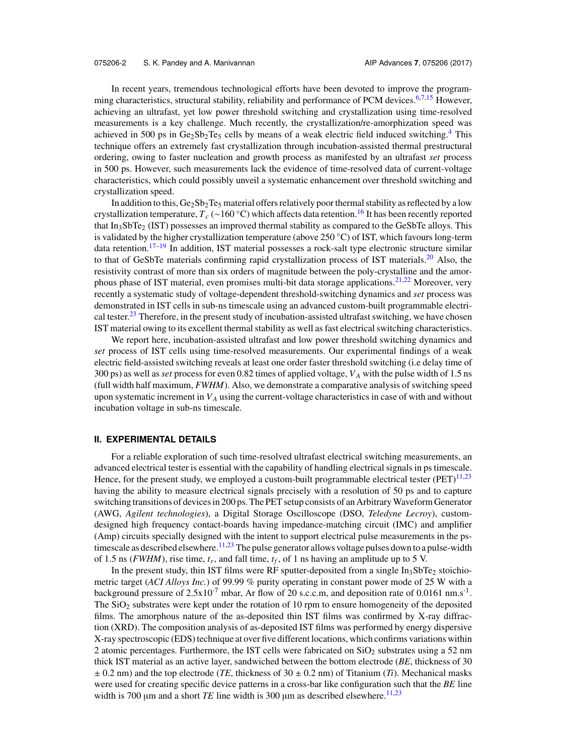In recent years, tremendous technological efforts have been devoted to improve the programming characteristics, structural stability, reliability and performance of PCM devices.[6,7,15] However, achieving an ultrafast, yet low power threshold switching and crystallization using time-resolved measurements is a key challenge. Much recently, the crystallization/re-amorphization speed was achieved in 500 ps in $Ge_2Sb_2Te_5$ cells by means of a weak electric field induced switching.[4] This technique offers an extremely fast crystallization through incubation-assisted thermal prestructural ordering, owing to faster nucleation and growth process as manifested by an ultrafast *set* process in 500 ps. However, such measurements lack the evidence of time-resolved data of current-voltage characteristics, which could possibly unveil a systematic enhancement over threshold switching and crystallization speed.

In addition to this, $Ge_2Sb_2Te_5$ material offers relatively poor thermal stability as reflected by a low crystallization temperature, $T_c$ (~160 °C) which affects data retention.[16] It has been recently reported that $In_3SbTe_2$ (IST) possesses an improved thermal stability as compared to the GeSbTe alloys. This is validated by the higher crystallization temperature (above 250 °C) of IST, which favours long-term data retention.[17–19] In addition, IST material possesses a rock-salt type electronic structure similar to that of GeSbTe materials confirming rapid crystallization process of IST materials.[20] Also, the resistivity contrast of more than six orders of magnitude between the poly-crystalline and the amorphous phase of IST material, even promises multi-bit data storage applications.[21,22] Moreover, very recently a systematic study of voltage-dependent threshold-switching dynamics and *set* process was demonstrated in IST cells in sub-ns timescale using an advanced custom-built programmable electrical tester.[23] Therefore, in the present study of incubation-assisted ultrafast switching, we have chosen IST material owing to its excellent thermal stability as well as fast electrical switching characteristics.

We report here, incubation-assisted ultrafast and low power threshold switching dynamics and *set* process of IST cells using time-resolved measurements. Our experimental findings of a weak electric field-assisted switching reveals at least one order faster threshold switching (i.e delay time of 300 ps) as well as *set* process for even 0.82 times of applied voltage, $V_A$ with the pulse width of 1.5 ns (full width half maximum, *FWHM*). Also, we demonstrate a comparative analysis of switching speed upon systematic increment in $V_A$ using the current-voltage characteristics in case of with and without incubation voltage in sub-ns timescale.

## II. EXPERIMENTAL DETAILS

For a reliable exploration of such time-resolved ultrafast electrical switching measurements, an advanced electrical tester is essential with the capability of handling electrical signals in ps timescale. Hence, for the present study, we employed a custom-built programmable electrical tester (PET)[11,23] having the ability to measure electrical signals precisely with a resolution of 50 ps and to capture switching transitions of devices in 200 ps. The PET setup consists of an Arbitrary Waveform Generator (AWG, *Agilent technologies*), a Digital Storage Oscilloscope (DSO, *Teledyne Lecroy*), custom-designed high frequency contact-boards having impedance-matching circuit (IMC) and amplifier (Amp) circuits specially designed with the intent to support electrical pulse measurements in the ps-timescale as described elsewhere.[11,23] The pulse generator allows voltage pulses down to a pulse-width of 1.5 ns (*FWHM*), rise time, $t_r$, and fall time, $t_f$, of 1 ns having an amplitude up to 5 V.

In the present study, thin IST films were RF sputter-deposited from a single $In_3SbTe_2$ stoichiometric target (*ACI Alloys Inc.*) of 99.99 % purity operating in constant power mode of 25 W with a background pressure of $2.5\times10^{-7}$ mbar, Ar flow of 20 s.c.c.m, and deposition rate of 0.0161 $nm.s^{-1}$. The $SiO_2$ substrates were kept under the rotation of 10 rpm to ensure homogeneity of the deposited films. The amorphous nature of the as-deposited thin IST films was confirmed by X-ray diffraction (XRD). The composition analysis of as-deposited IST films was performed by energy dispersive X-ray spectroscopic (EDS) technique at over five different locations, which confirms variations within 2 atomic percentages. Furthermore, the IST cells were fabricated on $SiO_2$ substrates using a 52 nm thick IST material as an active layer, sandwiched between the bottom electrode (*BE*, thickness of 30 ± 0.2 nm) and the top electrode (*TE*, thickness of 30 ± 0.2 nm) of Titanium (*Ti*). Mechanical masks were used for creating specific device patterns in a cross-bar like configuration such that the *BE* line width is 700 μm and a short *TE* line width is 300 μm as described elsewhere.[11,23]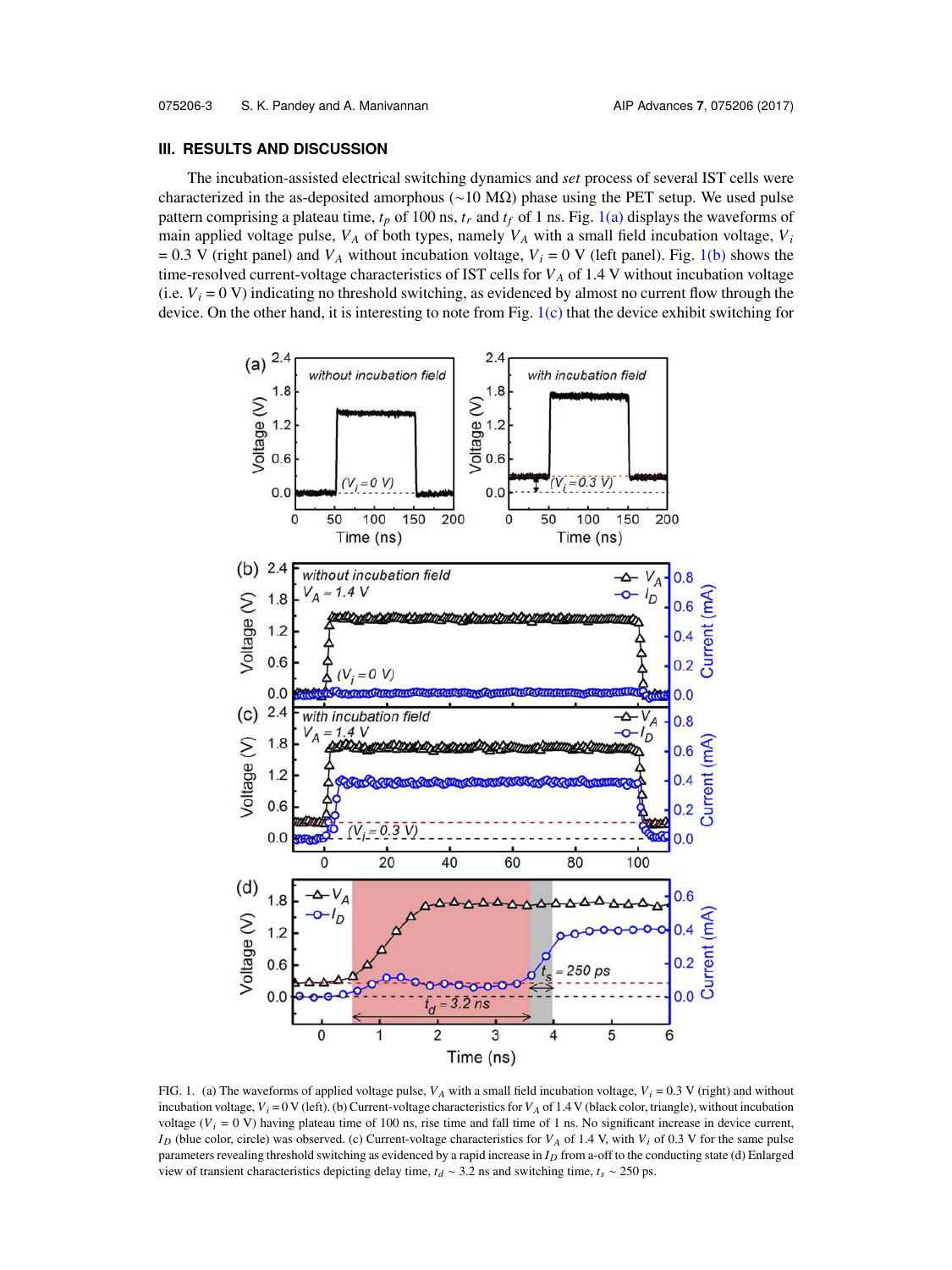## III. RESULTS AND DISCUSSION

The incubation-assisted electrical switching dynamics and *set* process of several IST cells were characterized in the as-deposited amorphous (~10 MΩ) phase using the PET setup. We used pulse pattern comprising a plateau time, $t_p$ of 100 ns, $t_r$ and $t_f$ of 1 ns. Fig. 1(a) displays the waveforms of main applied voltage pulse, $V_A$ of both types, namely $V_A$ with a small field incubation voltage, $V_i$ = 0.3 V (right panel) and $V_A$ without incubation voltage, $V_i$ = 0 V (left panel). Fig. 1(b) shows the time-resolved current-voltage characteristics of IST cells for $V_A$ of 1.4 V without incubation voltage (i.e. $V_i$ = 0 V) indicating no threshold switching, as evidenced by almost no current flow through the device. On the other hand, it is interesting to note from Fig. 1(c) that the device exhibit switching for

FIG. 1. (a) The waveforms of applied voltage pulse, $V_A$ with a small field incubation voltage, $V_i$ = 0.3 V (right) and without incubation voltage, $V_i$ = 0 V (left). (b) Current-voltage characteristics for $V_A$ of 1.4 V (black color, triangle), without incubation voltage ($V_i$ = 0 V) having plateau time of 100 ns, rise time and fall time of 1 ns. No significant increase in device current, $I_D$ (blue color, circle) was observed. (c) Current-voltage characteristics for $V_A$ of 1.4 V, with $V_i$ of 0.3 V for the same pulse parameters revealing threshold switching as evidenced by a rapid increase in $I_D$ from a-off to the conducting state (d) Enlarged view of transient characteristics depicting delay time, $t_d$ ~ 3.2 ns and switching time, $t_s$ ~ 250 ps.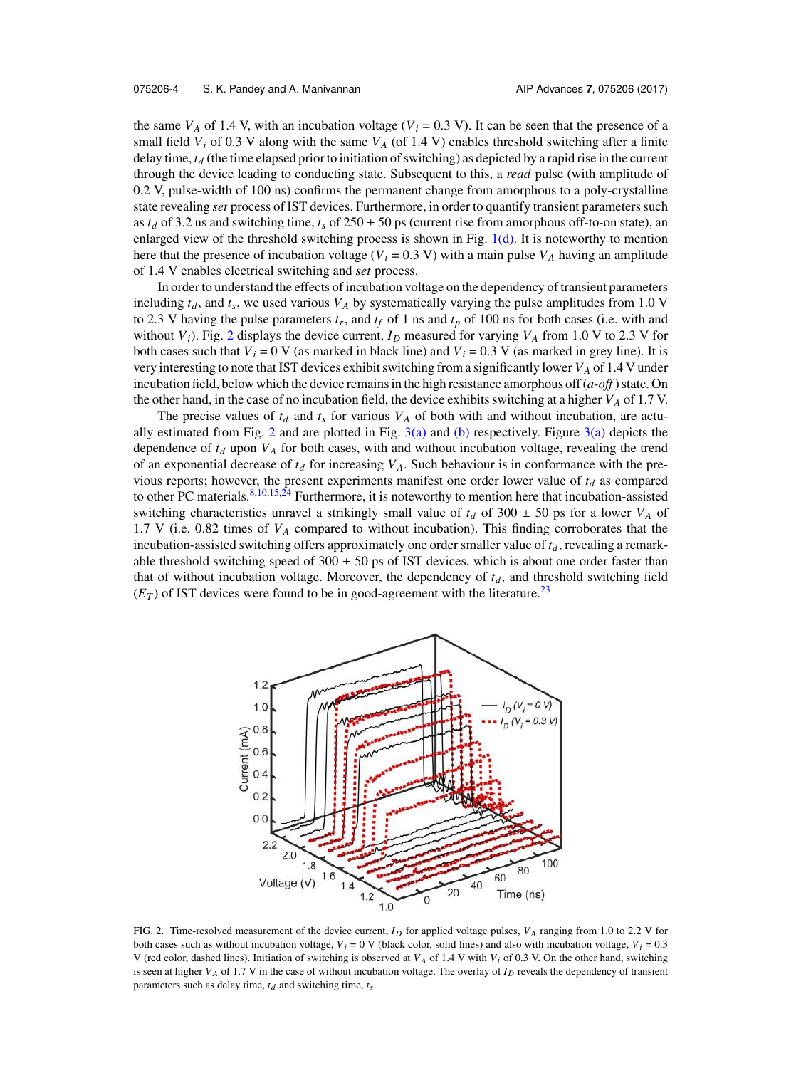the same $V_A$ of 1.4 V, with an incubation voltage ($V_i$ = 0.3 V). It can be seen that the presence of a small field $V_i$ of 0.3 V along with the same $V_A$ (of 1.4 V) enables threshold switching after a finite delay time, $t_d$ (the time elapsed prior to initiation of switching) as depicted by a rapid rise in the current through the device leading to conducting state. Subsequent to this, a *read* pulse (with amplitude of 0.2 V, pulse-width of 100 ns) confirms the permanent change from amorphous to a poly-crystalline state revealing *set* process of IST devices. Furthermore, in order to quantify transient parameters such as $t_d$ of 3.2 ns and switching time, $t_s$ of 250 ± 50 ps (current rise from amorphous off-to-on state), an enlarged view of the threshold switching process is shown in Fig. 1(d). It is noteworthy to mention here that the presence of incubation voltage ($V_i$ = 0.3 V) with a main pulse $V_A$ having an amplitude of 1.4 V enables electrical switching and *set* process.

In order to understand the effects of incubation voltage on the dependency of transient parameters including $t_d$, and $t_s$, we used various $V_A$ by systematically varying the pulse amplitudes from 1.0 V to 2.3 V having the pulse parameters $t_r$, and $t_f$ of 1 ns and $t_p$ of 100 ns for both cases (i.e. with and without $V_i$). Fig. 2 displays the device current, $I_D$ measured for varying $V_A$ from 1.0 V to 2.3 V for both cases such that $V_i$ = 0 V (as marked in black line) and $V_i$ = 0.3 V (as marked in grey line). It is very interesting to note that IST devices exhibit switching from a significantly lower $V_A$ of 1.4 V under incubation field, below which the device remains in the high resistance amorphous off (*a-off*) state. On the other hand, in the case of no incubation field, the device exhibits switching at a higher $V_A$ of 1.7 V.

The precise values of $t_d$ and $t_s$ for various $V_A$ of both with and without incubation, are actually estimated from Fig. 2 and are plotted in Fig. 3(a) and (b) respectively. Figure 3(a) depicts the dependence of $t_d$ upon $V_A$ for both cases, with and without incubation voltage, revealing the trend of an exponential decrease of $t_d$ for increasing $V_A$. Such behaviour is in conformance with the previous reports; however, the present experiments manifest one order lower value of $t_d$ as compared to other PC materials.[8,10,15,24] Furthermore, it is noteworthy to mention here that incubation-assisted switching characteristics unravel a strikingly small value of $t_d$ of 300 ± 50 ps for a lower $V_A$ of 1.7 V (i.e. 0.82 times of $V_A$ compared to without incubation). This finding corroborates that the incubation-assisted switching offers approximately one order smaller value of $t_d$, revealing a remarkable threshold switching speed of 300 ± 50 ps of IST devices, which is about one order faster than that of without incubation voltage. Moreover, the dependency of $t_d$, and threshold switching field ($E_T$) of IST devices were found to be in good-agreement with the literature.[23]

FIG. 2. Time-resolved measurement of the device current, $I_D$ for applied voltage pulses, $V_A$ ranging from 1.0 to 2.2 V for both cases such as without incubation voltage, $V_i$ = 0 V (black color, solid lines) and also with incubation voltage, $V_i$ = 0.3 V (red color, dashed lines). Initiation of switching is observed at $V_A$ of 1.4 V with $V_i$ of 0.3 V. On the other hand, switching is seen at higher $V_A$ of 1.7 V in the case of without incubation voltage. The overlay of $I_D$ reveals the dependency of transient parameters such as delay time, $t_d$ and switching time, $t_s$.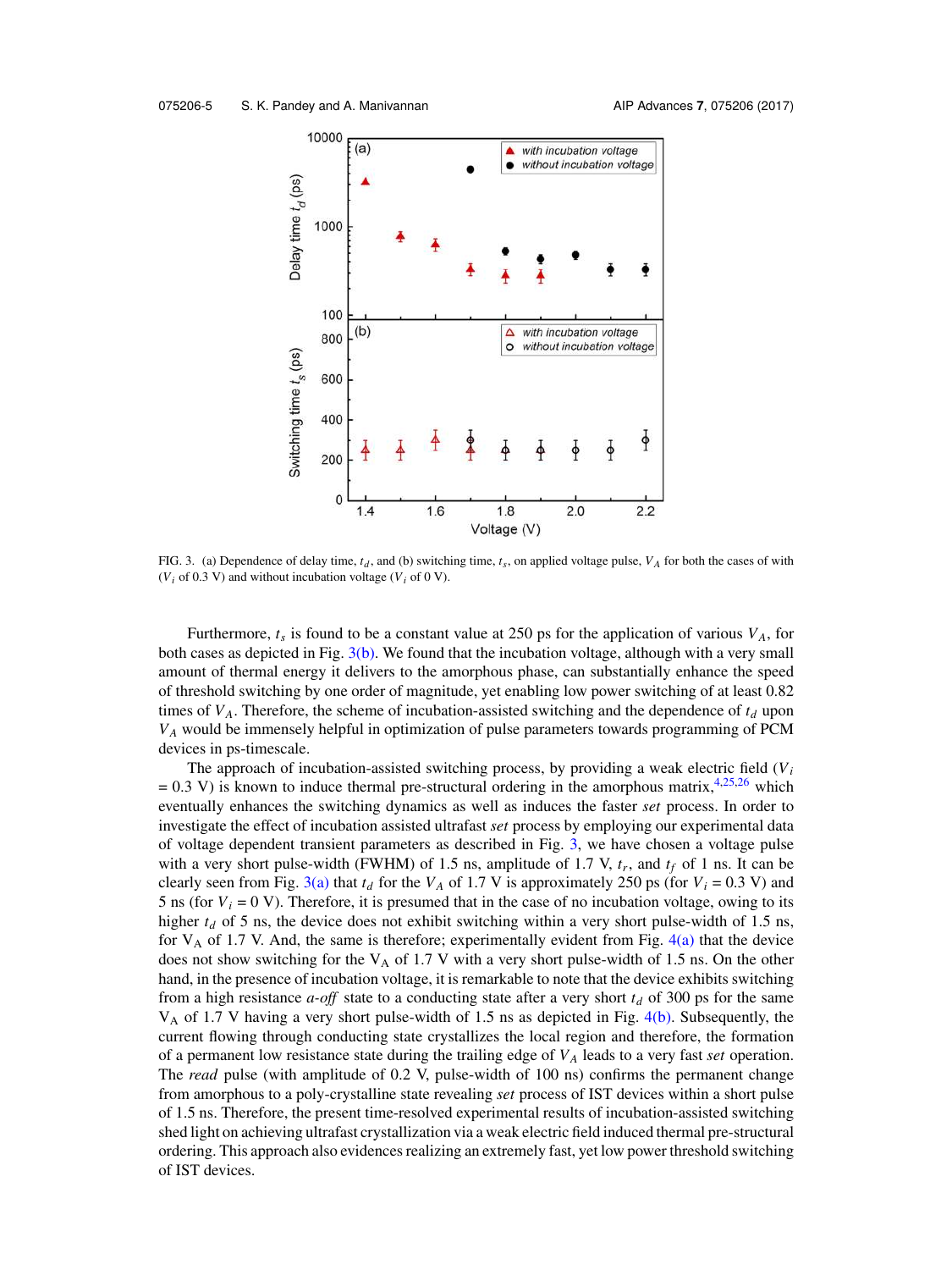FIG. 3. (a) Dependence of delay time, $t_d$, and (b) switching time, $t_s$, on applied voltage pulse, $V_A$ for both the cases of with ($V_i$ of 0.3 V) and without incubation voltage ($V_i$ of 0 V).

Furthermore, $t_s$ is found to be a constant value at 250 ps for the application of various $V_A$, for both cases as depicted in Fig. 3(b). We found that the incubation voltage, although with a very small amount of thermal energy it delivers to the amorphous phase, can substantially enhance the speed of threshold switching by one order of magnitude, yet enabling low power switching of at least 0.82 times of $V_A$. Therefore, the scheme of incubation-assisted switching and the dependence of $t_d$ upon $V_A$ would be immensely helpful in optimization of pulse parameters towards programming of PCM devices in ps-timescale.

The approach of incubation-assisted switching process, by providing a weak electric field ($V_i$ = 0.3 V) is known to induce thermal pre-structural ordering in the amorphous matrix,[4,25,26] which eventually enhances the switching dynamics as well as induces the faster *set* process. In order to investigate the effect of incubation assisted ultrafast *set* process by employing our experimental data of voltage dependent transient parameters as described in Fig. 3, we have chosen a voltage pulse with a very short pulse-width (FWHM) of 1.5 ns, amplitude of 1.7 V, $t_r$, and $t_f$ of 1 ns. It can be clearly seen from Fig. 3(a) that $t_d$ for the $V_A$ of 1.7 V is approximately 250 ps (for $V_i$ = 0.3 V) and 5 ns (for $V_i$ = 0 V). Therefore, it is presumed that in the case of no incubation voltage, owing to its higher $t_d$ of 5 ns, the device does not exhibit switching within a very short pulse-width of 1.5 ns, for $V_A$ of 1.7 V. And, the same is therefore; experimentally evident from Fig. 4(a) that the device does not show switching for the $V_A$ of 1.7 V with a very short pulse-width of 1.5 ns. On the other hand, in the presence of incubation voltage, it is remarkable to note that the device exhibits switching from a high resistance *a-off* state to a conducting state after a very short $t_d$ of 300 ps for the same $V_A$ of 1.7 V having a very short pulse-width of 1.5 ns as depicted in Fig. 4(b). Subsequently, the current flowing through conducting state crystallizes the local region and therefore, the formation of a permanent low resistance state during the trailing edge of $V_A$ leads to a very fast *set* operation. The *read* pulse (with amplitude of 0.2 V, pulse-width of 100 ns) confirms the permanent change from amorphous to a poly-crystalline state revealing *set* process of IST devices within a short pulse of 1.5 ns. Therefore, the present time-resolved experimental results of incubation-assisted switching shed light on achieving ultrafast crystallization via a weak electric field induced thermal pre-structural ordering. This approach also evidences realizing an extremely fast, yet low power threshold switching of IST devices.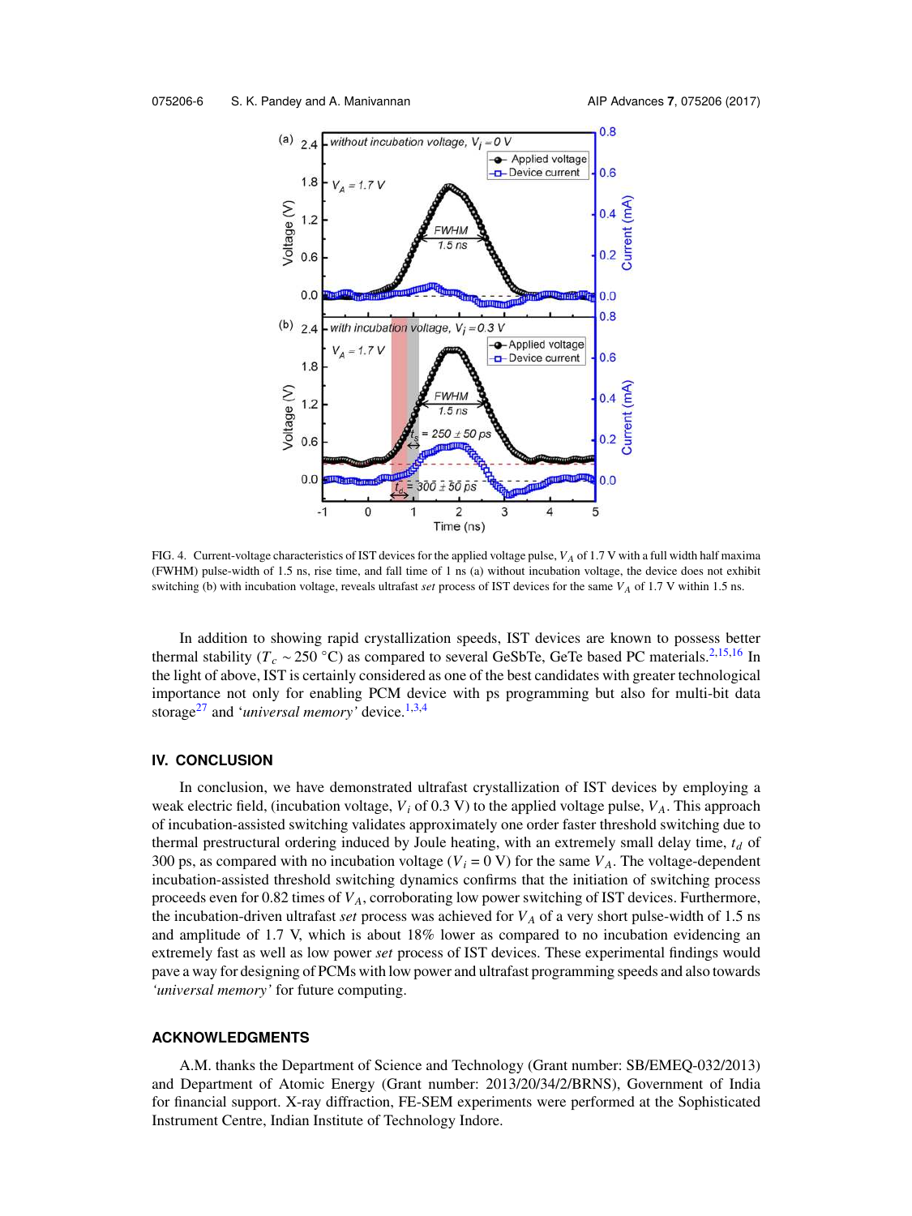FIG. 4. Current-voltage characteristics of IST devices for the applied voltage pulse, $V_A$ of 1.7 V with a full width half maxima (FWHM) pulse-width of 1.5 ns, rise time, and fall time of 1 ns (a) without incubation voltage, the device does not exhibit switching (b) with incubation voltage, reveals ultrafast *set* process of IST devices for the same $V_A$ of 1.7 V within 1.5 ns.

In addition to showing rapid crystallization speeds, IST devices are known to possess better thermal stability ($T_c \sim 250$ °C) as compared to several GeSbTe, GeTe based PC materials.[2,15,16] In the light of above, IST is certainly considered as one of the best candidates with greater technological importance not only for enabling PCM device with ps programming but also for multi-bit data storage[27] and '*universal memory*' device.[1,3,4]

## IV. CONCLUSION

In conclusion, we have demonstrated ultrafast crystallization of IST devices by employing a weak electric field, (incubation voltage, $V_i$ of 0.3 V) to the applied voltage pulse, $V_A$. This approach of incubation-assisted switching validates approximately one order faster threshold switching due to thermal prestructural ordering induced by Joule heating, with an extremely small delay time, $t_d$ of 300 ps, as compared with no incubation voltage ($V_i = 0$ V) for the same $V_A$. The voltage-dependent incubation-assisted threshold switching dynamics confirms that the initiation of switching process proceeds even for 0.82 times of $V_A$, corroborating low power switching of IST devices. Furthermore, the incubation-driven ultrafast *set* process was achieved for $V_A$ of a very short pulse-width of 1.5 ns and amplitude of 1.7 V, which is about 18% lower as compared to no incubation evidencing an extremely fast as well as low power *set* process of IST devices. These experimental findings would pave a way for designing of PCMs with low power and ultrafast programming speeds and also towards '*universal memory*' for future computing.

## ACKNOWLEDGMENTS

A.M. thanks the Department of Science and Technology (Grant number: SB/EMEQ-032/2013) and Department of Atomic Energy (Grant number: 2013/20/34/2/BRNS), Government of India for financial support. X-ray diffraction, FE-SEM experiments were performed at the Sophisticated Instrument Centre, Indian Institute of Technology Indore.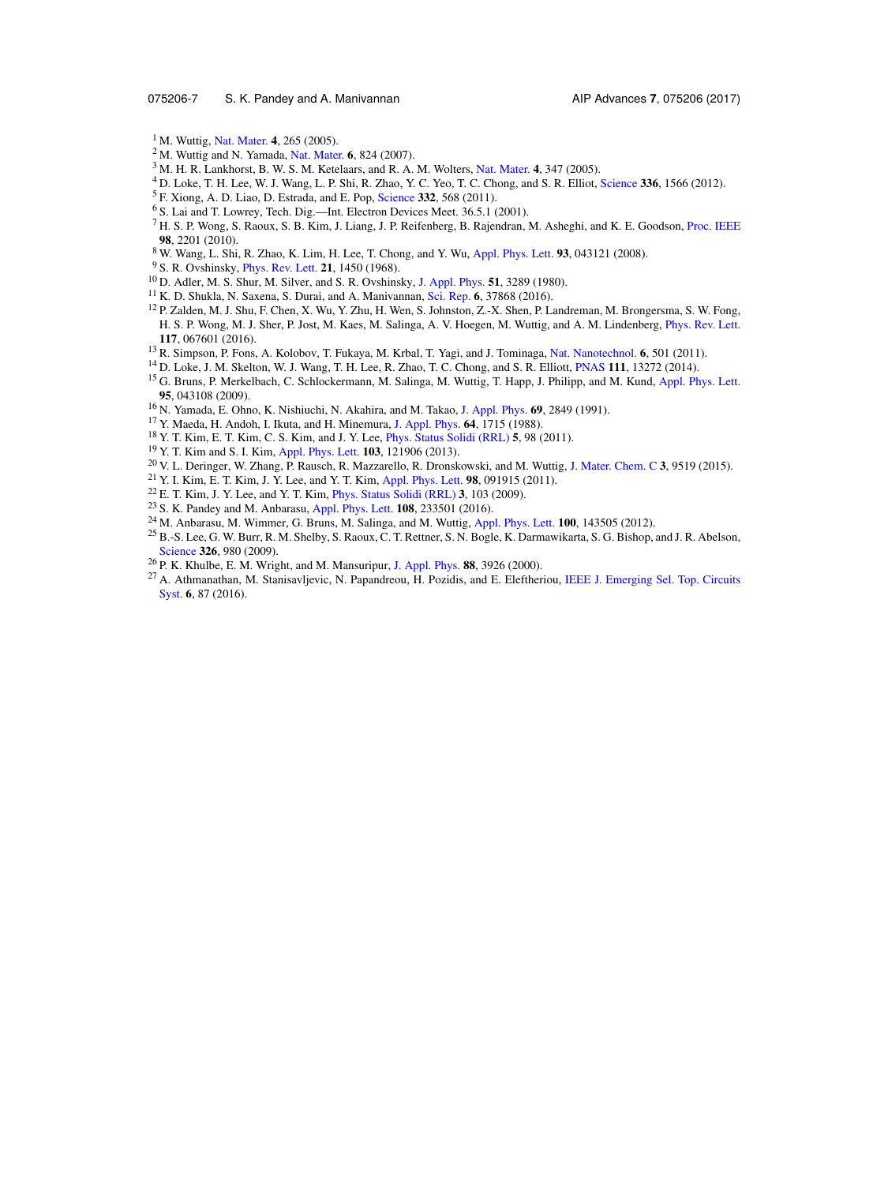[1] M. Wuttig, Nat. Mater. **4**, 265 (2005).
[2] M. Wuttig and N. Yamada, Nat. Mater. **6**, 824 (2007).
[3] M. H. R. Lankhorst, B. W. S. M. Ketelaars, and R. A. M. Wolters, Nat. Mater. **4**, 347 (2005).
[4] D. Loke, T. H. Lee, W. J. Wang, L. P. Shi, R. Zhao, Y. C. Yeo, T. C. Chong, and S. R. Elliot, Science **336**, 1566 (2012).
[5] F. Xiong, A. D. Liao, D. Estrada, and E. Pop, Science **332**, 568 (2011).
[6] S. Lai and T. Lowrey, Tech. Dig.—Int. Electron Devices Meet. 36.5.1 (2001).
[7] H. S. P. Wong, S. Raoux, S. B. Kim, J. Liang, J. P. Reifenberg, B. Rajendran, M. Asheghi, and K. E. Goodson, Proc. IEEE **98**, 2201 (2010).
[8] W. Wang, L. Shi, R. Zhao, K. Lim, H. Lee, T. Chong, and Y. Wu, Appl. Phys. Lett. **93**, 043121 (2008).
[9] S. R. Ovshinsky, Phys. Rev. Lett. **21**, 1450 (1968).
[10] D. Adler, M. S. Shur, M. Silver, and S. R. Ovshinsky, J. Appl. Phys. **51**, 3289 (1980).
[11] K. D. Shukla, N. Saxena, S. Durai, and A. Manivannan, Sci. Rep. **6**, 37868 (2016).
[12] P. Zalden, M. J. Shu, F. Chen, X. Wu, Y. Zhu, H. Wen, S. Johnston, Z.-X. Shen, P. Landreman, M. Brongersma, S. W. Fong, H. S. P. Wong, M. J. Sher, P. Jost, M. Kaes, M. Salinga, A. V. Hoegen, M. Wuttig, and A. M. Lindenberg, Phys. Rev. Lett. **117**, 067601 (2016).
[13] R. Simpson, P. Fons, A. Kolobov, T. Fukaya, M. Krbal, T. Yagi, and J. Tominaga, Nat. Nanotechnol. **6**, 501 (2011).
[14] D. Loke, J. M. Skelton, W. J. Wang, T. H. Lee, R. Zhao, T. C. Chong, and S. R. Elliott, PNAS **111**, 13272 (2014).
[15] G. Bruns, P. Merkelbach, C. Schlockermann, M. Salinga, M. Wuttig, T. Happ, J. Philipp, and M. Kund, Appl. Phys. Lett. **95**, 043108 (2009).
[16] N. Yamada, E. Ohno, K. Nishiuchi, N. Akahira, and M. Takao, J. Appl. Phys. **69**, 2849 (1991).
[17] Y. Maeda, H. Andoh, I. Ikuta, and H. Minemura, J. Appl. Phys. **64**, 1715 (1988).
[18] Y. T. Kim, E. T. Kim, C. S. Kim, and J. Y. Lee, Phys. Status Solidi (RRL) **5**, 98 (2011).
[19] Y. T. Kim and S. I. Kim, Appl. Phys. Lett. **103**, 121906 (2013).
[20] V. L. Deringer, W. Zhang, P. Rausch, R. Mazzarello, R. Dronskowski, and M. Wuttig, J. Mater. Chem. C **3**, 9519 (2015).
[21] Y. I. Kim, E. T. Kim, J. Y. Lee, and Y. T. Kim, Appl. Phys. Lett. **98**, 091915 (2011).
[22] E. T. Kim, J. Y. Lee, and Y. T. Kim, Phys. Status Solidi (RRL) **3**, 103 (2009).
[23] S. K. Pandey and M. Anbarasu, Appl. Phys. Lett. **108**, 233501 (2016).
[24] M. Anbarasu, M. Wimmer, G. Bruns, M. Salinga, and M. Wuttig, Appl. Phys. Lett. **100**, 143505 (2012).
[25] B.-S. Lee, G. W. Burr, R. M. Shelby, S. Raoux, C. T. Rettner, S. N. Bogle, K. Darmawikarta, S. G. Bishop, and J. R. Abelson, Science **326**, 980 (2009).
[26] P. K. Khulbe, E. M. Wright, and M. Mansuripur, J. Appl. Phys. **88**, 3926 (2000).
[27] A. Athmanathan, M. Stanisavljevic, N. Papandreou, H. Pozidis, and E. Eleftheriou, IEEE J. Emerging Sel. Top. Circuits Syst. **6**, 87 (2016).